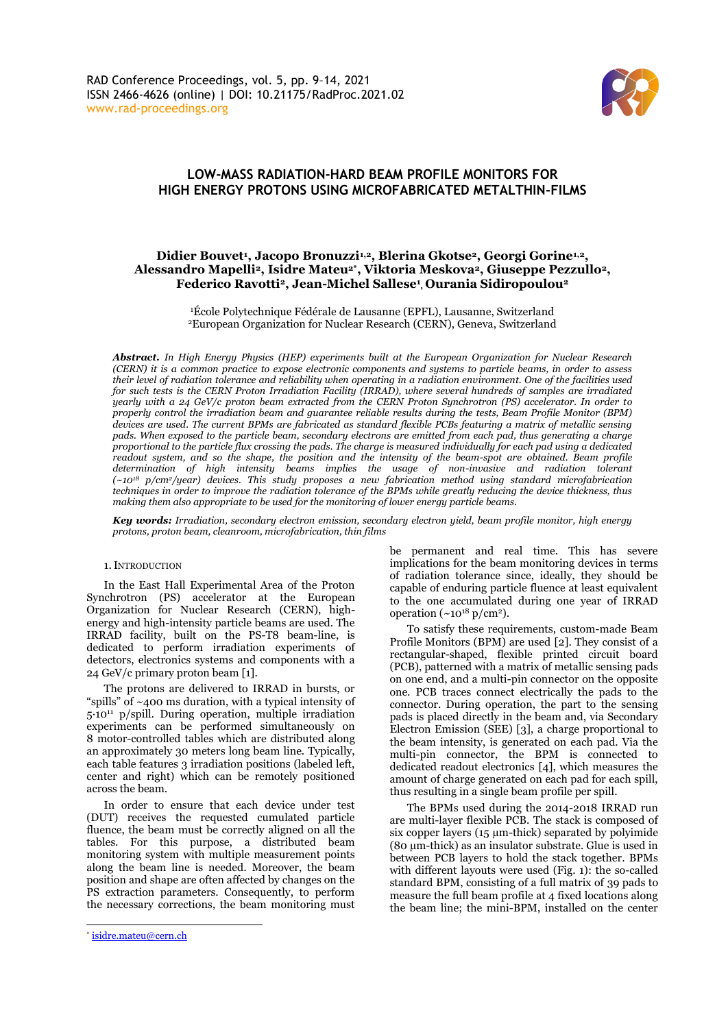# LOW-MASS RADIATION-HARD BEAM PROFILE MONITORS FOR HIGH ENERGY PROTONS USING MICROFABRICATED METALTHIN-FILMS

**Didier Bouvet[1], Jacopo Bronuzzi[1,2], Blerina Gkotse[2], Georgi Gorine[1,2], Alessandro Mapelli[2], Isidre Mateu[2*], Viktoria Meskova[2], Giuseppe Pezzullo[2], Federico Ravotti[2], Jean-Michel Sallese[1], Ourania Sidiropoulou[2]**

[1]École Polytechnique Fédérale de Lausanne (EPFL), Lausanne, Switzerland
[2]European Organization for Nuclear Research (CERN), Geneva, Switzerland

***Abstract.*** *In High Energy Physics (HEP) experiments built at the European Organization for Nuclear Research (CERN) it is a common practice to expose electronic components and systems to particle beams, in order to assess their level of radiation tolerance and reliability when operating in a radiation environment. One of the facilities used for such tests is the CERN Proton Irradiation Facility (IRRAD), where several hundreds of samples are irradiated yearly with a 24 GeV/c proton beam extracted from the CERN Proton Synchrotron (PS) accelerator. In order to properly control the irradiation beam and guarantee reliable results during the tests, Beam Profile Monitor (BPM) devices are used. The current BPMs are fabricated as standard flexible PCBs featuring a matrix of metallic sensing pads. When exposed to the particle beam, secondary electrons are emitted from each pad, thus generating a charge proportional to the particle flux crossing the pads. The charge is measured individually for each pad using a dedicated readout system, and so the shape, the position and the intensity of the beam-spot are obtained. Beam profile determination of high intensity beams implies the usage of non-invasive and radiation tolerant (~$10^{18}$ p/cm²/year) devices. This study proposes a new fabrication method using standard microfabrication techniques in order to improve the radiation tolerance of the BPMs while greatly reducing the device thickness, thus making them also appropriate to be used for the monitoring of lower energy particle beams.*

***Key words:*** *Irradiation, secondary electron emission, secondary electron yield, beam profile monitor, high energy protons, proton beam, cleanroom, microfabrication, thin films*

## 1. Introduction

In the East Hall Experimental Area of the Proton Synchrotron (PS) accelerator at the European Organization for Nuclear Research (CERN), high-energy and high-intensity particle beams are used. The IRRAD facility, built on the PS-T8 beam-line, is dedicated to perform irradiation experiments of detectors, electronics systems and components with a 24 GeV/c primary proton beam [1].

The protons are delivered to IRRAD in bursts, or "spills" of ~400 ms duration, with a typical intensity of $5{\cdot}10^{11}$ p/spill. During operation, multiple irradiation experiments can be performed simultaneously on 8 motor-controlled tables which are distributed along an approximately 30 meters long beam line. Typically, each table features 3 irradiation positions (labeled left, center and right) which can be remotely positioned across the beam.

In order to ensure that each device under test (DUT) receives the requested cumulated particle fluence, the beam must be correctly aligned on all the tables. For this purpose, a distributed beam monitoring system with multiple measurement points along the beam line is needed. Moreover, the beam position and shape are often affected by changes on the PS extraction parameters. Consequently, to perform the necessary corrections, the beam monitoring must be permanent and real time. This has severe implications for the beam monitoring devices in terms of radiation tolerance since, ideally, they should be capable of enduring particle fluence at least equivalent to the one accumulated during one year of IRRAD operation (~$10^{18}$ p/cm²).

To satisfy these requirements, custom-made Beam Profile Monitors (BPM) are used [2]. They consist of a rectangular-shaped, flexible printed circuit board (PCB), patterned with a matrix of metallic sensing pads on one end, and a multi-pin connector on the opposite one. PCB traces connect electrically the pads to the connector. During operation, the part to the sensing pads is placed directly in the beam and, via Secondary Electron Emission (SEE) [3], a charge proportional to the beam intensity, is generated on each pad. Via the multi-pin connector, the BPM is connected to dedicated readout electronics [4], which measures the amount of charge generated on each pad for each spill, thus resulting in a single beam profile per spill.

The BPMs used during the 2014-2018 IRRAD run are multi-layer flexible PCB. The stack is composed of six copper layers (15 µm-thick) separated by polyimide (80 µm-thick) as an insulator substrate. Glue is used in between PCB layers to hold the stack together. BPMs with different layouts were used (Fig. 1): the so-called standard BPM, consisting of a full matrix of 39 pads to measure the full beam profile at 4 fixed locations along the beam line; the mini-BPM, installed on the center

* isidre.mateu@cern.ch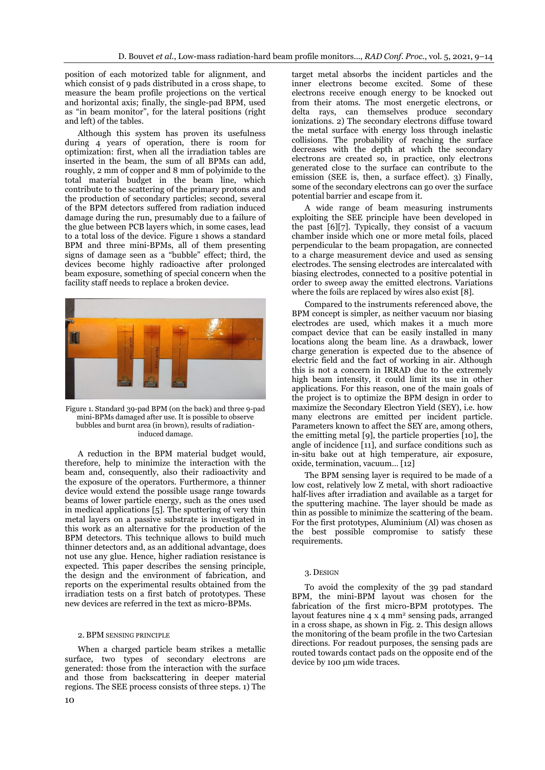position of each motorized table for alignment, and which consist of 9 pads distributed in a cross shape, to measure the beam profile projections on the vertical and horizontal axis; finally, the single-pad BPM, used as "in beam monitor", for the lateral positions (right and left) of the tables.

Although this system has proven its usefulness during 4 years of operation, there is room for optimization: first, when all the irradiation tables are inserted in the beam, the sum of all BPMs can add, roughly, 2 mm of copper and 8 mm of polyimide to the total material budget in the beam line, which contribute to the scattering of the primary protons and the production of secondary particles; second, several of the BPM detectors suffered from radiation induced damage during the run, presumably due to a failure of the glue between PCB layers which, in some cases, lead to a total loss of the device. Figure 1 shows a standard BPM and three mini-BPMs, all of them presenting signs of damage seen as a "bubble" effect; third, the devices become highly radioactive after prolonged beam exposure, something of special concern when the facility staff needs to replace a broken device.

Figure 1. Standard 39-pad BPM (on the back) and three 9-pad mini-BPMs damaged after use. It is possible to observe bubbles and burnt area (in brown), results of radiation-induced damage.

A reduction in the BPM material budget would, therefore, help to minimize the interaction with the beam and, consequently, also their radioactivity and the exposure of the operators. Furthermore, a thinner device would extend the possible usage range towards beams of lower particle energy, such as the ones used in medical applications [5]. The sputtering of very thin metal layers on a passive substrate is investigated in this work as an alternative for the production of the BPM detectors. This technique allows to build much thinner detectors and, as an additional advantage, does not use any glue. Hence, higher radiation resistance is expected. This paper describes the sensing principle, the design and the environment of fabrication, and reports on the experimental results obtained from the irradiation tests on a first batch of prototypes. These new devices are referred in the text as micro-BPMs.

## 2. BPM sensing principle

When a charged particle beam strikes a metallic surface, two types of secondary electrons are generated: those from the interaction with the surface and those from backscattering in deeper material regions. The SEE process consists of three steps. 1) The target metal absorbs the incident particles and the inner electrons become excited. Some of these electrons receive enough energy to be knocked out from their atoms. The most energetic electrons, or delta rays, can themselves produce secondary ionizations. 2) The secondary electrons diffuse toward the metal surface with energy loss through inelastic collisions. The probability of reaching the surface decreases with the depth at which the secondary electrons are created so, in practice, only electrons generated close to the surface can contribute to the emission (SEE is, then, a surface effect). 3) Finally, some of the secondary electrons can go over the surface potential barrier and escape from it.

A wide range of beam measuring instruments exploiting the SEE principle have been developed in the past [6][7]. Typically, they consist of a vacuum chamber inside which one or more metal foils, placed perpendicular to the beam propagation, are connected to a charge measurement device and used as sensing electrodes. The sensing electrodes are intercalated with biasing electrodes, connected to a positive potential in order to sweep away the emitted electrons. Variations where the foils are replaced by wires also exist [8].

Compared to the instruments referenced above, the BPM concept is simpler, as neither vacuum nor biasing electrodes are used, which makes it a much more compact device that can be easily installed in many locations along the beam line. As a drawback, lower charge generation is expected due to the absence of electric field and the fact of working in air. Although this is not a concern in IRRAD due to the extremely high beam intensity, it could limit its use in other applications. For this reason, one of the main goals of the project is to optimize the BPM design in order to maximize the Secondary Electron Yield (SEY), i.e. how many electrons are emitted per incident particle. Parameters known to affect the SEY are, among others, the emitting metal [9], the particle properties [10], the angle of incidence [11], and surface conditions such as in-situ bake out at high temperature, air exposure, oxide, termination, vacuum… [12]

The BPM sensing layer is required to be made of a low cost, relatively low Z metal, with short radioactive half-lives after irradiation and available as a target for the sputtering machine. The layer should be made as thin as possible to minimize the scattering of the beam. For the first prototypes, Aluminium (Al) was chosen as the best possible compromise to satisfy these requirements.

## 3. Design

To avoid the complexity of the 39 pad standard BPM, the mini-BPM layout was chosen for the fabrication of the first micro-BPM prototypes. The layout features nine 4 x 4 mm² sensing pads, arranged in a cross shape, as shown in Fig. 2. This design allows the monitoring of the beam profile in the two Cartesian directions. For readout purposes, the sensing pads are routed towards contact pads on the opposite end of the device by 100 μm wide traces.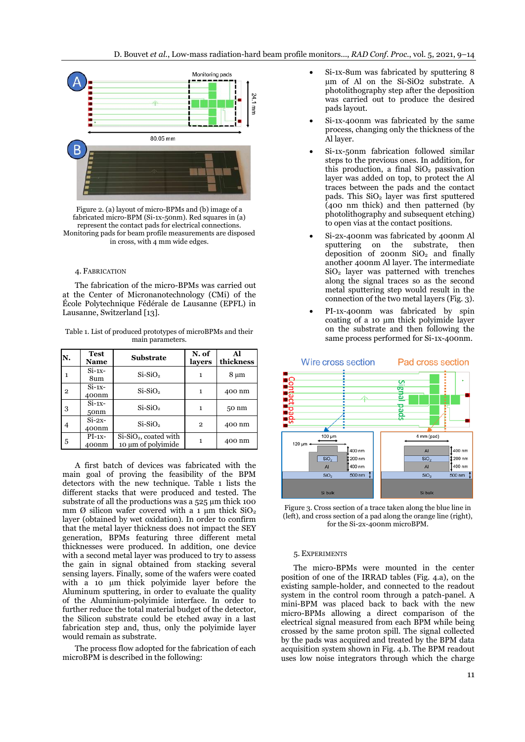Figure 2. (a) layout of micro-BPMs and (b) image of a fabricated micro-BPM (Si-1x-50nm). Red squares in (a) represent the contact pads for electrical connections. Monitoring pads for beam profile measurements are disposed in cross, with 4 mm wide edges.

## 4. Fabrication

The fabrication of the micro-BPMs was carried out at the Center of Micronanotechnology (CMi) of the École Polytechnique Fédérale de Lausanne (EPFL) in Lausanne, Switzerland [13].

Table 1. List of produced prototypes of microBPMs and their main parameters.

| N. | Test Name | Substrate | N. of layers | Al thickness |
|---|---|---|---|---|
| 1 | Si-1x-8um | Si-$SiO_2$ | 1 | 8 µm |
| 2 | Si-1x-400nm | Si-$SiO_2$ | 1 | 400 nm |
| 3 | Si-1x-50nm | Si-$SiO_2$ | 1 | 50 nm |
| 4 | Si-2x-400nm | Si-$SiO_2$ | 2 | 400 nm |
| 5 | PI-1x-400nm | Si-$SiO_2$, coated with 10 µm of polyimide | 1 | 400 nm |

A first batch of devices was fabricated with the main goal of proving the feasibility of the BPM detectors with the new technique. Table 1 lists the different stacks that were produced and tested. The substrate of all the productions was a 525 µm thick 100 mm Ø silicon wafer covered with a 1 µm thick $SiO_2$ layer (obtained by wet oxidation). In order to confirm that the metal layer thickness does not impact the SEY generation, BPMs featuring three different metal thicknesses were produced. In addition, one device with a second metal layer was produced to try to assess the gain in signal obtained from stacking several sensing layers. Finally, some of the wafers were coated with a 10 µm thick polyimide layer before the Aluminum sputtering, in order to evaluate the quality of the Aluminium-polyimide interface. In order to further reduce the total material budget of the detector, the Silicon substrate could be etched away in a last fabrication step and, thus, only the polyimide layer would remain as substrate.

The process flow adopted for the fabrication of each microBPM is described in the following:

- Si-1x-8um was fabricated by sputtering 8 µm of Al on the Si-SiO2 substrate. A photolithography step after the deposition was carried out to produce the desired pads layout.
- Si-1x-400nm was fabricated by the same process, changing only the thickness of the Al layer.
- Si-1x-50nm fabrication followed similar steps to the previous ones. In addition, for this production, a final $SiO_2$ passivation layer was added on top, to protect the Al traces between the pads and the contact pads. This $SiO_2$ layer was first sputtered (400 nm thick) and then patterned (by photolithography and subsequent etching) to open vias at the contact positions.
- Si-2x-400nm was fabricated by 400nm Al sputtering on the substrate, then deposition of 200nm $SiO_2$ and finally another 400nm Al layer. The intermediate $SiO_2$ layer was patterned with trenches along the signal traces so as the second metal sputtering step would result in the connection of the two metal layers (Fig. 3).
- PI-1x-400nm was fabricated by spin coating of a 10 µm thick polyimide layer on the substrate and then following the same process performed for Si-1x-400nm.

Figure 3. Cross section of a trace taken along the blue line in (left), and cross section of a pad along the orange line (right), for the Si-2x-400nm microBPM.

## 5. Experiments

The micro-BPMs were mounted in the center position of one of the IRRAD tables (Fig. 4.a), on the existing sample-holder, and connected to the readout system in the control room through a patch-panel. A mini-BPM was placed back to back with the new micro-BPMs allowing a direct comparison of the electrical signal measured from each BPM while being crossed by the same proton spill. The signal collected by the pads was acquired and treated by the BPM data acquisition system shown in Fig. 4.b. The BPM readout uses low noise integrators through which the charge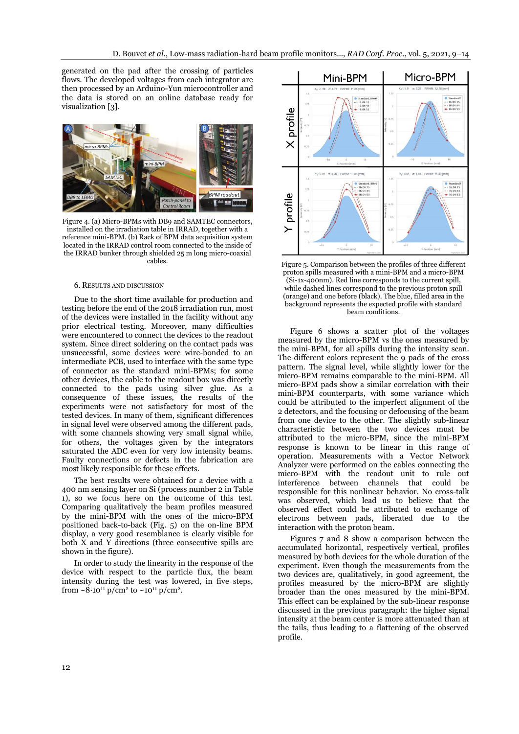generated on the pad after the crossing of particles flows. The developed voltages from each integrator are then processed by an Arduino-Yun microcontroller and the data is stored on an online database ready for visualization [3].

Figure 4. (a) Micro-BPMs with DB9 and SAMTEC connectors, installed on the irradiation table in IRRAD, together with a reference mini-BPM. (b) Rack of BPM data acquisition system located in the IRRAD control room connected to the inside of the IRRAD bunker through shielded 25 m long micro-coaxial cables.

## 6. Results and Discussion

Due to the short time available for production and testing before the end of the 2018 irradiation run, most of the devices were installed in the facility without any prior electrical testing. Moreover, many difficulties were encountered to connect the devices to the readout system. Since direct soldering on the contact pads was unsuccessful, some devices were wire-bonded to an intermediate PCB, used to interface with the same type of connector as the standard mini-BPMs; for some other devices, the cable to the readout box was directly connected to the pads using silver glue. As a consequence of these issues, the results of the experiments were not satisfactory for most of the tested devices. In many of them, significant differences in signal level were observed among the different pads, with some channels showing very small signal while, for others, the voltages given by the integrators saturated the ADC even for very low intensity beams. Faulty connections or defects in the fabrication are most likely responsible for these effects.

The best results were obtained for a device with a 400 nm sensing layer on Si (process number 2 in Table 1), so we focus here on the outcome of this test. Comparing qualitatively the beam profiles measured by the mini-BPM with the ones of the micro-BPM positioned back-to-back (Fig. 5) on the on-line BPM display, a very good resemblance is clearly visible for both X and Y directions (three consecutive spills are shown in the figure).

In order to study the linearity in the response of the device with respect to the particle flux, the beam intensity during the test was lowered, in five steps, from ~$8 \cdot 10^{11}$ p/cm² to ~$10^{11}$ p/cm².

Figure 5. Comparison between the profiles of three different proton spills measured with a mini-BPM and a micro-BPM (Si-1x-400nm). Red line corresponds to the current spill, while dashed lines correspond to the previous proton spill (orange) and one before (black). The blue, filled area in the background represents the expected profile with standard beam conditions.

Figure 6 shows a scatter plot of the voltages measured by the micro-BPM vs the ones measured by the mini-BPM, for all spills during the intensity scan. The different colors represent the 9 pads of the cross pattern. The signal level, while slightly lower for the micro-BPM remains comparable to the mini-BPM. All micro-BPM pads show a similar correlation with their mini-BPM counterparts, with some variance which could be attributed to the imperfect alignment of the 2 detectors, and the focusing or defocusing of the beam from one device to the other. The slightly sub-linear characteristic between the two devices must be attributed to the micro-BPM, since the mini-BPM response is known to be linear in this range of operation. Measurements with a Vector Network Analyzer were performed on the cables connecting the micro-BPM with the readout unit to rule out interference between channels that could be responsible for this nonlinear behavior. No cross-talk was observed, which lead us to believe that the observed effect could be attributed to exchange of electrons between pads, liberated due to the interaction with the proton beam.

Figures 7 and 8 show a comparison between the accumulated horizontal, respectively vertical, profiles measured by both devices for the whole duration of the experiment. Even though the measurements from the two devices are, qualitatively, in good agreement, the profiles measured by the micro-BPM are slightly broader than the ones measured by the mini-BPM. This effect can be explained by the sub-linear response discussed in the previous paragraph: the higher signal intensity at the beam center is more attenuated than at the tails, thus leading to a flattening of the observed profile.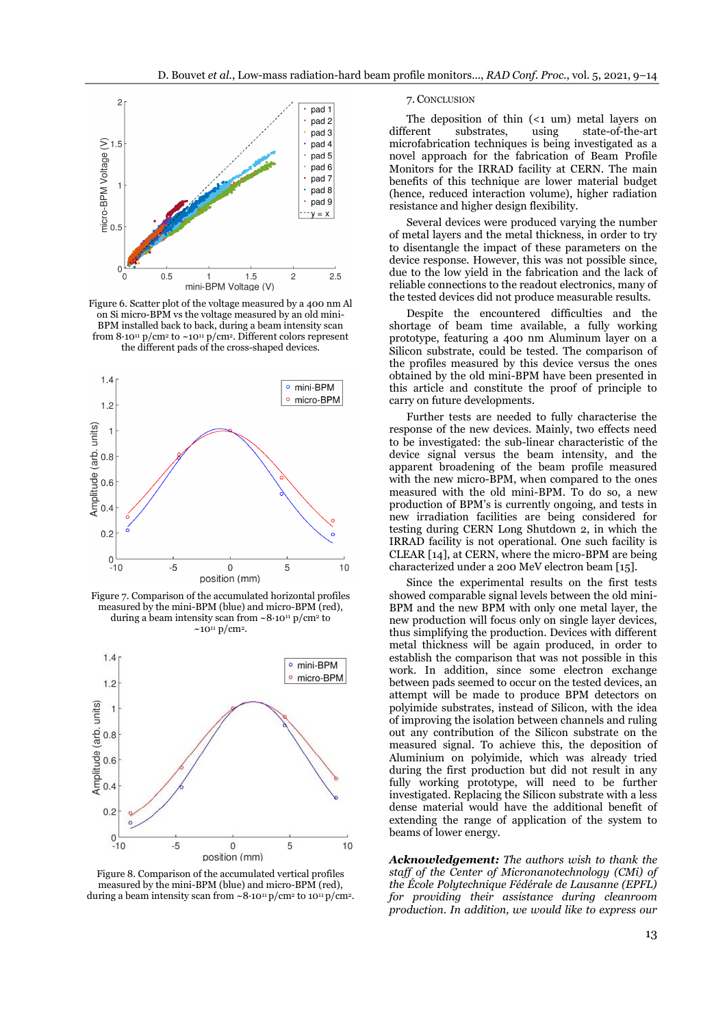Figure 6. Scatter plot of the voltage measured by a 400 nm Al on Si micro-BPM vs the voltage measured by an old mini-BPM installed back to back, during a beam intensity scan from $8 \cdot 10^{11}$ p/cm² to $\sim 10^{11}$ p/cm². Different colors represent the different pads of the cross-shaped devices.

Figure 7. Comparison of the accumulated horizontal profiles measured by the mini-BPM (blue) and micro-BPM (red), during a beam intensity scan from $\sim 8 \cdot 10^{11}$ p/cm² to $\sim 10^{11}$ p/cm².

Figure 8. Comparison of the accumulated vertical profiles measured by the mini-BPM (blue) and micro-BPM (red), during a beam intensity scan from $\sim 8 \cdot 10^{11}$ p/cm² to $10^{11}$ p/cm².

## 7. Conclusion

The deposition of thin (<1 um) metal layers on different substrates, using state-of-the-art microfabrication techniques is being investigated as a novel approach for the fabrication of Beam Profile Monitors for the IRRAD facility at CERN. The main benefits of this technique are lower material budget (hence, reduced interaction volume), higher radiation resistance and higher design flexibility.

Several devices were produced varying the number of metal layers and the metal thickness, in order to try to disentangle the impact of these parameters on the device response. However, this was not possible since, due to the low yield in the fabrication and the lack of reliable connections to the readout electronics, many of the tested devices did not produce measurable results.

Despite the encountered difficulties and the shortage of beam time available, a fully working prototype, featuring a 400 nm Aluminum layer on a Silicon substrate, could be tested. The comparison of the profiles measured by this device versus the ones obtained by the old mini-BPM have been presented in this article and constitute the proof of principle to carry on future developments.

Further tests are needed to fully characterise the response of the new devices. Mainly, two effects need to be investigated: the sub-linear characteristic of the device signal versus the beam intensity, and the apparent broadening of the beam profile measured with the new micro-BPM, when compared to the ones measured with the old mini-BPM. To do so, a new production of BPM's is currently ongoing, and tests in new irradiation facilities are being considered for testing during CERN Long Shutdown 2, in which the IRRAD facility is not operational. One such facility is CLEAR [14], at CERN, where the micro-BPM are being characterized under a 200 MeV electron beam [15].

Since the experimental results on the first tests showed comparable signal levels between the old mini-BPM and the new BPM with only one metal layer, the new production will focus only on single layer devices, thus simplifying the production. Devices with different metal thickness will be again produced, in order to establish the comparison that was not possible in this work. In addition, since some electron exchange between pads seemed to occur on the tested devices, an attempt will be made to produce BPM detectors on polyimide substrates, instead of Silicon, with the idea of improving the isolation between channels and ruling out any contribution of the Silicon substrate on the measured signal. To achieve this, the deposition of Aluminium on polyimide, which was already tried during the first production but did not result in any fully working prototype, will need to be further investigated. Replacing the Silicon substrate with a less dense material would have the additional benefit of extending the range of application of the system to beams of lower energy.

***Acknowledgement:*** *The authors wish to thank the staff of the Center of Micronanotechnology (CMi) of the École Polytechnique Fédérale de Lausanne (EPFL) for providing their assistance during cleanroom production. In addition, we would like to express our*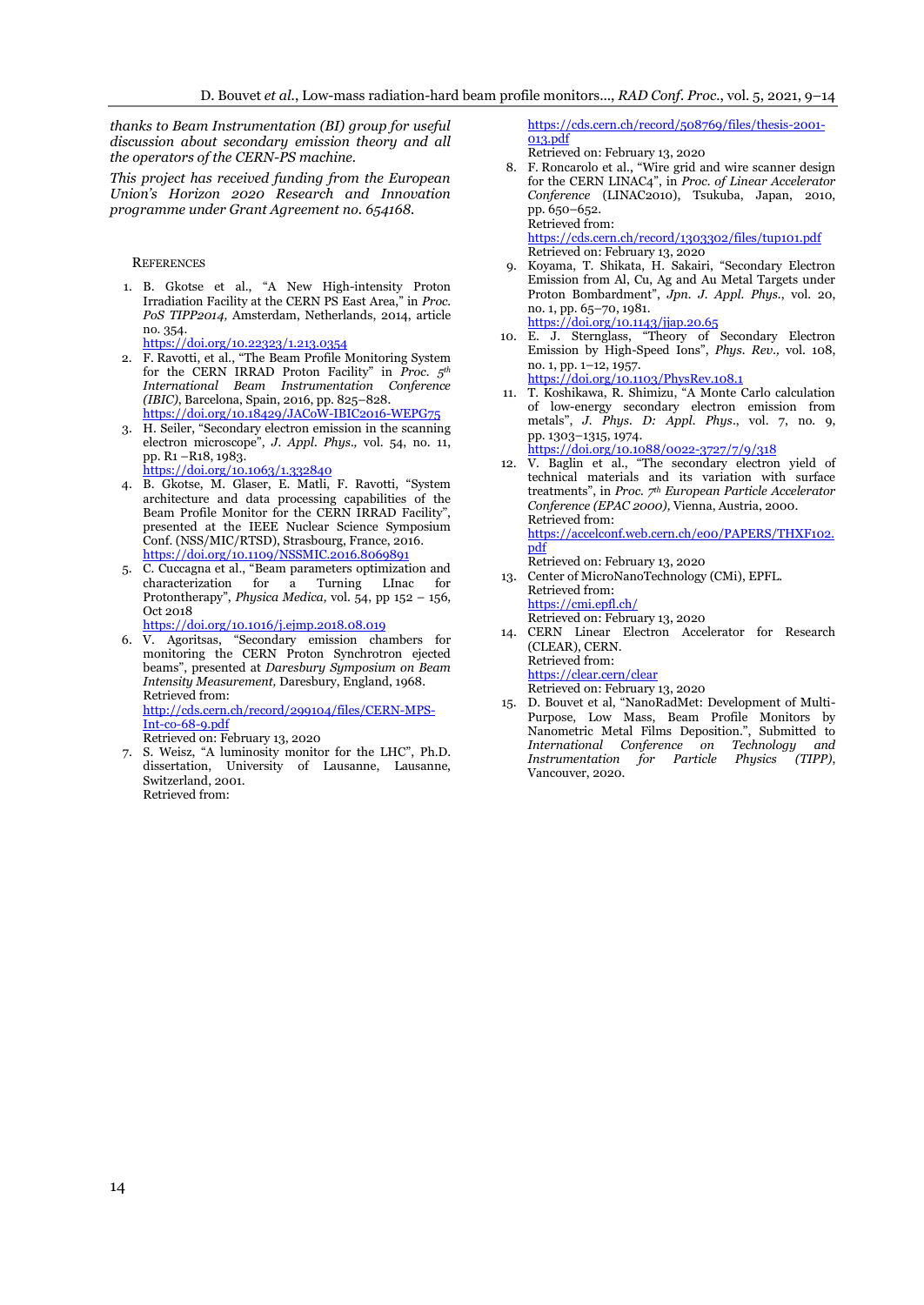*thanks to Beam Instrumentation (BI) group for useful discussion about secondary emission theory and all the operators of the CERN-PS machine.*

*This project has received funding from the European Union's Horizon 2020 Research and Innovation programme under Grant Agreement no. 654168.*

## References

1. B. Gkotse et al., "A New High-intensity Proton Irradiation Facility at the CERN PS East Area," in *Proc. PoS TIPP2014,* Amsterdam, Netherlands, 2014, article no. 354.
   https://doi.org/10.22323/1.213.0354
2. F. Ravotti, et al., "The Beam Profile Monitoring System for the CERN IRRAD Proton Facility" in *Proc. 5th International Beam Instrumentation Conference (IBIC)*, Barcelona, Spain, 2016, pp. 825–828.
   https://doi.org/10.18429/JACoW-IBIC2016-WEPG75
3. H. Seiler, "Secondary electron emission in the scanning electron microscope", *J. Appl. Phys.,* vol. 54, no. 11, pp. R1 –R18, 1983.
   https://doi.org/10.1063/1.332840
4. B. Gkotse, M. Glaser, E. Matli, F. Ravotti, "System architecture and data processing capabilities of the Beam Profile Monitor for the CERN IRRAD Facility", presented at the IEEE Nuclear Science Symposium Conf. (NSS/MIC/RTSD), Strasbourg, France, 2016.
   https://doi.org/10.1109/NSSMIC.2016.8069891
5. C. Cuccagna et al., "Beam parameters optimization and characterization for a Turning LInac for Protontherapy", *Physica Medica,* vol. 54, pp 152 – 156, Oct 2018
   https://doi.org/10.1016/j.ejmp.2018.08.019
6. V. Agoritsas, "Secondary emission chambers for monitoring the CERN Proton Synchrotron ejected beams", presented at *Daresbury Symposium on Beam Intensity Measurement,* Daresbury, England, 1968.
   Retrieved from:
   http://cds.cern.ch/record/299104/files/CERN-MPS-Int-co-68-9.pdf
   Retrieved on: February 13, 2020
7. S. Weisz, "A luminosity monitor for the LHC", Ph.D. dissertation, University of Lausanne, Lausanne, Switzerland, 2001.
   Retrieved from:
   https://cds.cern.ch/record/508769/files/thesis-2001-013.pdf
   Retrieved on: February 13, 2020
8. F. Roncarolo et al., "Wire grid and wire scanner design for the CERN LINAC4", in *Proc. of Linear Accelerator Conference* (LINAC2010), Tsukuba, Japan, 2010, pp. 650–652.
   Retrieved from:
   https://cds.cern.ch/record/1303302/files/tup101.pdf
   Retrieved on: February 13, 2020
9. Koyama, T. Shikata, H. Sakairi, "Secondary Electron Emission from Al, Cu, Ag and Au Metal Targets under Proton Bombardment", *Jpn. J. Appl. Phys.*, vol. 20, no. 1, pp. 65–70, 1981.
   https://doi.org/10.1143/jjap.20.65
10. E. J. Sternglass, "Theory of Secondary Electron Emission by High-Speed Ions", *Phys. Rev.*, vol. 108, no. 1, pp. 1–12, 1957.
    https://doi.org/10.1103/PhysRev.108.1
11. T. Koshikawa, R. Shimizu, "A Monte Carlo calculation of low-energy secondary electron emission from metals", *J. Phys. D: Appl. Phys.*, vol. 7, no. 9, pp. 1303–1315, 1974.
    https://doi.org/10.1088/0022-3727/7/9/318
12. V. Baglin et al., "The secondary electron yield of technical materials and its variation with surface treatments", in *Proc. 7th European Particle Accelerator Conference (EPAC 2000),* Vienna, Austria, 2000.
    Retrieved from:
    https://accelconf.web.cern.ch/e00/PAPERS/THXF102.pdf
    Retrieved on: February 13, 2020
13. Center of MicroNanoTechnology (CMi), EPFL.
    Retrieved from:
    https://cmi.epfl.ch/
    Retrieved on: February 13, 2020
14. CERN Linear Electron Accelerator for Research (CLEAR), CERN.
    Retrieved from:
    https://clear.cern/clear
    Retrieved on: February 13, 2020
15. D. Bouvet et al, "NanoRadMet: Development of Multi-Purpose, Low Mass, Beam Profile Monitors by Nanometric Metal Films Deposition.", Submitted to *International Conference on Technology and Instrumentation for Particle Physics (TIPP),* Vancouver, 2020.